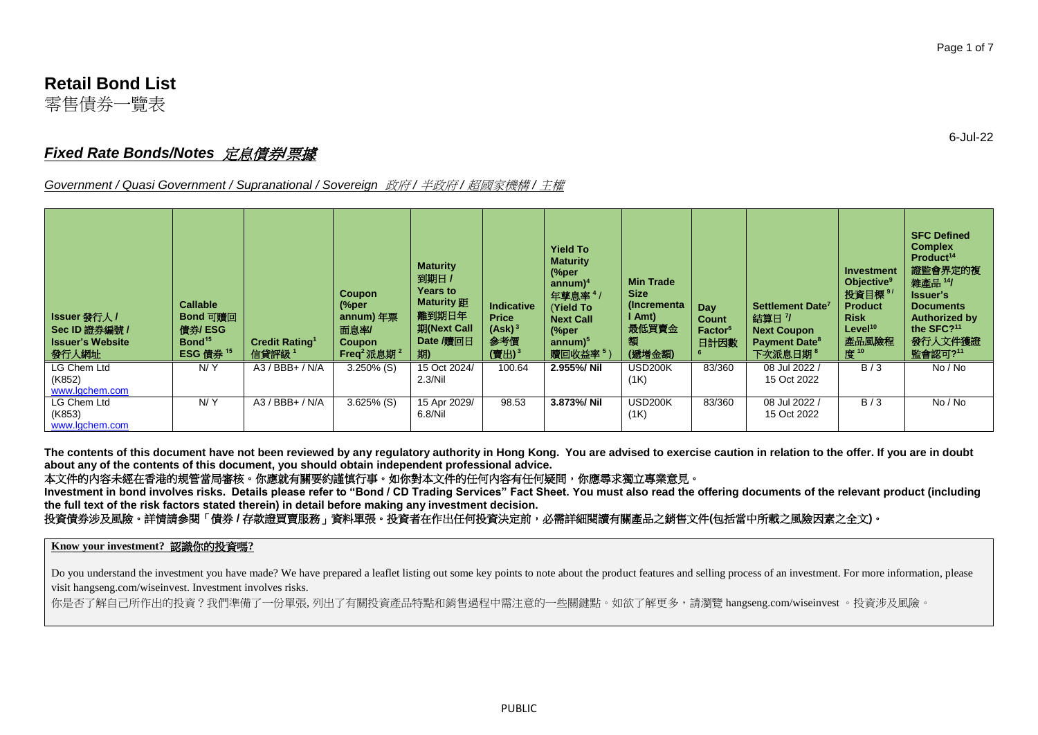# Retail Bond List

零售債券一覽表

6-Jul-22

## *Fixed Rate Bonds/Notes 定息債券/票據*

*Government / Quasi Government / Supranational / Sovereign 政府 / 半政府 / 超國家機構 / 主權*

| Issuer 發行人 / Sec ID 證券編號 / Issuer's Website 發行人網址 | Callable Bond 可贖回債券/ ESG Bond[15] ESG 債券[15] | Credit Rating[1] 信貸評級[1] | Coupon (%per annum) 年票面息率/ Coupon Freq[2] 派息期[2] | Maturity 到期日 / Years to Maturity 距離到期日年期(Next Call Date /贖回日期) | Indicative Price (Ask)[3] 參考價(賣出)[3] | Yield To Maturity (%per annum)[4] 年孳息率[4] / (Yield To Next Call (%per annum)[5] 贖回收益率[5]) | Min Trade Size (Incremental Amt) 最低買賣金額 (遞增金額) | Day Count Factor[6] 日計因數[6] | Settlement Date[7] 結算日[7]/ Next Coupon Payment Date[8] 下次派息日期[8] | Investment Objective[9] 投資目標[9]/ Product Risk Level[10] 產品風險程度[10] | SFC Defined Complex Product[14] 證監會界定的複雜產品[14]/ Issuer's Documents Authorized by the SFC?[11] 發行人文件獲證監會認可?[11] |
|---|---|---|---|---|---|---|---|---|---|---|---|
| LG Chem Ltd (K852) www.lgchem.com | N/ Y | A3 / BBB+ / N/A | 3.250% (S) | 15 Oct 2024/ 2.3/Nil | 100.64 | **2.955%/ Nil** | USD200K (1K) | 83/360 | 08 Jul 2022 / 15 Oct 2022 | B / 3 | No / No |
| LG Chem Ltd (K853) www.lgchem.com | N/ Y | A3 / BBB+ / N/A | 3.625% (S) | 15 Apr 2029/ 6.8/Nil | 98.53 | **3.873%/ Nil** | USD200K (1K) | 83/360 | 08 Jul 2022 / 15 Oct 2022 | B / 3 | No / No |

**The contents of this document have not been reviewed by any regulatory authority in Hong Kong. You are advised to exercise caution in relation to the offer. If you are in doubt about any of the contents of this document, you should obtain independent professional advice.**

**本文件的內容未經在香港的規管當局審核。你應就有關要約謹慎行事。如你對本文件的任何內容有任何疑問，你應尋求獨立專業意見。**

**Investment in bond involves risks. Details please refer to "Bond / CD Trading Services" Fact Sheet. You must also read the offering documents of the relevant product (including the full text of the risk factors stated therein) in detail before making any investment decision.**

**投資債券涉及風險。詳情請參閱「債券 / 存款證買賣服務」資料單張。投資者在作出任何投資決定前，必需詳細閱讀有關產品之銷售文件(包括當中所載之風險因素之全文)。**

**Know your investment? 認識你的投資嗎?**

Do you understand the investment you have made? We have prepared a leaflet listing out some key points to note about the product features and selling process of an investment. For more information, please visit hangseng.com/wiseinvest. Investment involves risks.

你是否了解自己所作出的投資？我們準備了一份單張, 列出了有關投資產品特點和銷售過程中需注意的一些關鍵點。如欲了解更多，請瀏覽 hangseng.com/wiseinvest 。投資涉及風險。

PUBLIC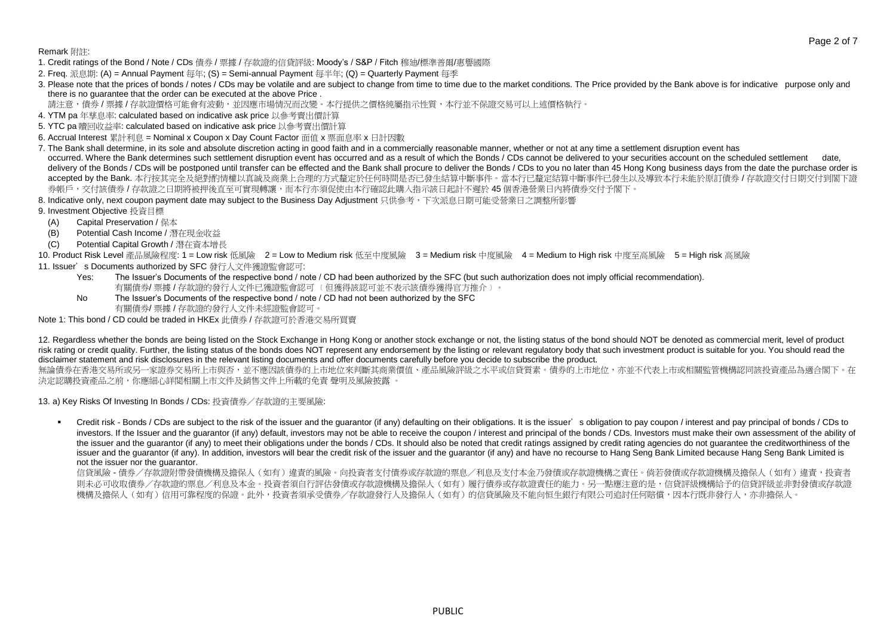Remark 附註:

1. Credit ratings of the Bond / Note / CDs 債券 / 票據 / 存款證的信貸評級: Moody's / S&P / Fitch 穆迪/標準普爾/惠譽國際
2. Freq. 派息期: (A) = Annual Payment 每年; (S) = Semi-annual Payment 每半年; (Q) = Quarterly Payment 每季
3. Please note that the prices of bonds / notes / CDs may be volatile and are subject to change from time to time due to the market conditions. The Price provided by the Bank above is for indicative purpose only and there is no guarantee that the order can be executed at the above Price .
   請注意，債券 / 票據 / 存款證價格可能會有波動，並因應市場情況而改變。本行提供之價格純屬指示性質，本行並不保證交易可以上述價格執行。
4. YTM pa 年孳息率: calculated based on indicative ask price 以參考賣出價計算
5. YTC pa 贖回收益率: calculated based on indicative ask price 以參考賣出價計算
6. Accrual Interest 累計利息 = Nominal x Coupon x Day Count Factor 面值 x 票面息率 x 日計因數
7. The Bank shall determine, in its sole and absolute discretion acting in good faith and in a commercially reasonable manner, whether or not at any time a settlement disruption event has occurred. Where the Bank determines such settlement disruption event has occurred and as a result of which the Bonds / CDs cannot be delivered to your securities account on the scheduled settlement date, delivery of the Bonds / CDs will be postponed until transfer can be effected and the Bank shall procure to deliver the Bonds / CDs to you no later than 45 Hong Kong business days from the date the purchase order is accepted by the Bank. 本行按其完全及絕對酌情權以真誠及商業上合理的方式釐定於任何時間是否已發生結算中斷事件。當本行已釐定結算中斷事件已發生以及導致本行未能於原訂債券 / 存款證交付日期交付到閣下證券帳戶，交付該債券 / 存款證之日期將被押後直至可實現轉讓，而本行亦須促使由本行確認此購入指示該日起計不遲於 45 個香港營業日內將債券交付予閣下。
8. Indicative only, next coupon payment date may subject to the Business Day Adjustment 只供參考，下次派息日期可能受營業日之調整所影響
9. Investment Objective 投資目標
   - (A) Capital Preservation / 保本
   - (B) Potential Cash Income / 潛在現金收益
   - (C) Potential Capital Growth / 潛在資本增長
10. Product Risk Level 產品風險程度: 1 = Low risk 低風險 2 = Low to Medium risk 低至中度風險 3 = Medium risk 中度風險 4 = Medium to High risk 中度至高風險 5 = High risk 高風險
11. Issuer's Documents authorized by SFC 發行人文件獲證監會認可:
    - Yes: The Issuer's Documents of the respective bond / note / CD had been authorized by the SFC (but such authorization does not imply official recommendation).
      有關債券/ 票據 / 存款證的發行人文件已獲證監會認可〔但獲得該認可並不表示該債券獲得官方推介〕。
    - No: The Issuer's Documents of the respective bond / note / CD had not been authorized by the SFC
      有關債券/ 票據 / 存款證的發行人文件未經證監會認可。

Note 1: This bond / CD could be traded in HKEx 此債券 / 存款證可於香港交易所買賣

12. Regardless whether the bonds are being listed on the Stock Exchange in Hong Kong or another stock exchange or not, the listing status of the bond should NOT be denoted as commercial merit, level of product risk rating or credit quality. Further, the listing status of the bonds does NOT represent any endorsement by the listing or relevant regulatory body that such investment product is suitable for you. You should read the disclaimer statement and risk disclosures in the relevant listing documents and offer documents carefully before you decide to subscribe the product.
無論債券在香港交易所或另一家證券交易所上市與否，並不應因該債券的上市地位來判斷其商業價值、產品風險評級之水平或信貸質素。債券的上市地位，亦並不代表上市或相關監管機構認同該投資產品為適合閣下。在決定認購投資產品之前，你應細心詳閱相關上市文件及銷售文件上所載的免責 聲明及風險披露 。

13. a) Key Risks Of Investing In Bonds / CDs: 投資債券／存款證的主要風險:

- Credit risk - Bonds / CDs are subject to the risk of the issuer and the guarantor (if any) defaulting on their obligations. It is the issuer's obligation to pay coupon / interest and pay principal of bonds / CDs to investors. If the Issuer and the guarantor (if any) default, investors may not be able to receive the coupon / interest and principal of the bonds / CDs. Investors must make their own assessment of the ability of the issuer and the guarantor (if any) to meet their obligations under the bonds / CDs. It should also be noted that credit ratings assigned by credit rating agencies do not guarantee the creditworthiness of the issuer and the guarantor (if any). In addition, investors will bear the credit risk of the issuer and the guarantor (if any) and have no recourse to Hang Seng Bank Limited because Hang Seng Bank Limited is not the issuer nor the guarantor.
  信貸風險 - 債券／存款證附帶發債機構及擔保人（如有）違責的風險。向投資者支付債券或存款證的票息／利息及支付本金乃發債或存款證機構之責任。倘若發債或存款證機構及擔保人（如有）違責，投資者則未必可收取債券／存款證的票息／利息及本金。投資者須自行評估發債或存款證機構及擔保人（如有）履行債券或存款證責任的能力。另一點應注意的是，信貸評級機構給予的信貸評級並非對發債或存款證機構及擔保人（如有）信用可靠程度的保證。此外，投資者須承受債券／存款證發行人及擔保人（如有）的信貸風險及不能向恒生銀行有限公司追討任何賠償，因本行既非發行人，亦非擔保人。

PUBLIC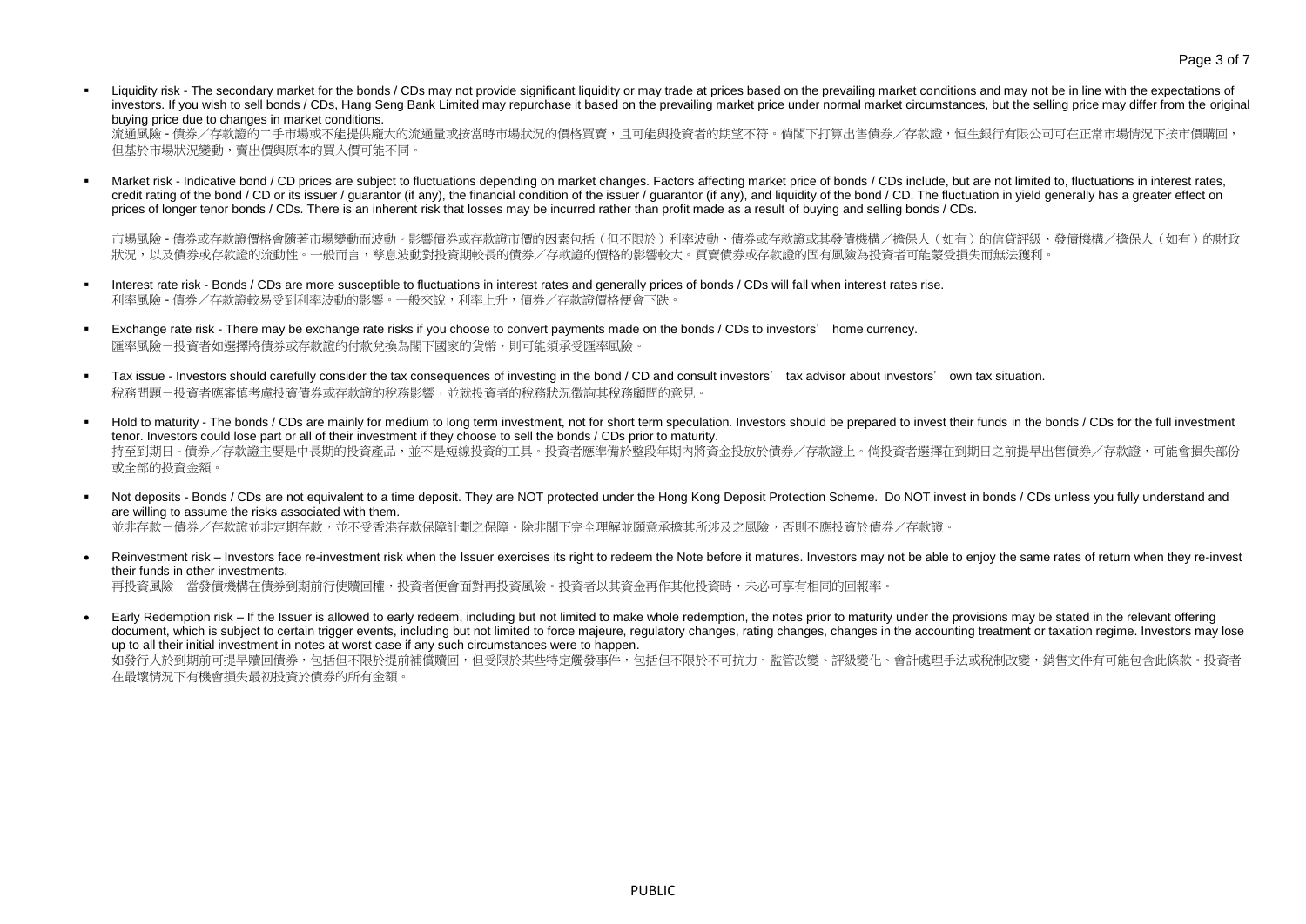- Liquidity risk - The secondary market for the bonds / CDs may not provide significant liquidity or may trade at prices based on the prevailing market conditions and may not be in line with the expectations of investors. If you wish to sell bonds / CDs, Hang Seng Bank Limited may repurchase it based on the prevailing market price under normal market circumstances, but the selling price may differ from the original buying price due to changes in market conditions.
  流通風險 - 債券／存款證的二手市場或不能提供龐大的流通量或按當時市場狀況的價格買賣，且可能與投資者的期望不符。倘閣下打算出售債券／存款證，恒生銀行有限公司可在正常市場情況下按市價購回，但基於市場狀況變動，賣出價與原本的買入價可能不同。

- Market risk - Indicative bond / CD prices are subject to fluctuations depending on market changes. Factors affecting market price of bonds / CDs include, but are not limited to, fluctuations in interest rates, credit rating of the bond / CD or its issuer / guarantor (if any), the financial condition of the issuer / guarantor (if any), and liquidity of the bond / CD. The fluctuation in yield generally has a greater effect on prices of longer tenor bonds / CDs. There is an inherent risk that losses may be incurred rather than profit made as a result of buying and selling bonds / CDs.

  市場風險 - 債券或存款證價格會隨著市場變動而波動。影響債券或存款證市價的因素包括（但不限於）利率波動、債券或存款證或其發債機構／擔保人（如有）的信貸評級、發債機構／擔保人（如有）的財政狀況，以及債券或存款證的流動性。一般而言，孳息波動對投資期較長的債券／存款證的價格的影響較大。買賣債券或存款證的固有風險為投資者可能蒙受損失而無法獲利。

- Interest rate risk - Bonds / CDs are more susceptible to fluctuations in interest rates and generally prices of bonds / CDs will fall when interest rates rise.
  利率風險 - 債券／存款證較易受到利率波動的影響。一般來說，利率上升，債券／存款證價格便會下跌。

- Exchange rate risk - There may be exchange rate risks if you choose to convert payments made on the bonds / CDs to investors' home currency.
  匯率風險－投資者如選擇將債券或存款證的付款兌換為閣下國家的貨幣，則可能須承受匯率風險。

- Tax issue - Investors should carefully consider the tax consequences of investing in the bond / CD and consult investors' tax advisor about investors' own tax situation.
  稅務問題－投資者應審慎考慮投資債券或存款證的稅務影響，並就投資者的稅務狀況徵詢其稅務顧問的意見。

- Hold to maturity - The bonds / CDs are mainly for medium to long term investment, not for short term speculation. Investors should be prepared to invest their funds in the bonds / CDs for the full investment tenor. Investors could lose part or all of their investment if they choose to sell the bonds / CDs prior to maturity.
  持至到期日 - 債券／存款證主要是中長期的投資產品，並不是短線投資的工具。投資者應準備於整段年期內將資金投放於債券／存款證上。倘投資者選擇在到期日之前提早出售債券／存款證，可能會損失部份或全部的投資金額。

- Not deposits - Bonds / CDs are not equivalent to a time deposit. They are NOT protected under the Hong Kong Deposit Protection Scheme. Do NOT invest in bonds / CDs unless you fully understand and are willing to assume the risks associated with them.
  並非存款－債券／存款證並非定期存款，並不受香港存款保障計劃之保障。除非閣下完全理解並願意承擔其所涉及之風險，否則不應投資於債券／存款證。

- Reinvestment risk – Investors face re-investment risk when the Issuer exercises its right to redeem the Note before it matures. Investors may not be able to enjoy the same rates of return when they re-invest their funds in other investments.
  再投資風險－當發債機構在債券到期前行使贖回權，投資者便會面對再投資風險。投資者以其資金再作其他投資時，未必可享有相同的回報率。

- Early Redemption risk – If the Issuer is allowed to early redeem, including but not limited to make whole redemption, the notes prior to maturity under the provisions may be stated in the relevant offering document, which is subject to certain trigger events, including but not limited to force majeure, regulatory changes, rating changes, changes in the accounting treatment or taxation regime. Investors may lose up to all their initial investment in notes at worst case if any such circumstances were to happen.
  如發行人於到期前可提早贖回債券，包括但不限於提前補償贖回，但受限於某些特定觸發事件，包括但不限於不可抗力、監管改變、評級變化、會計處理手法或稅制改變，銷售文件有可能包含此條款。投資者在最壞情況下有機會損失最初投資於債券的所有金額。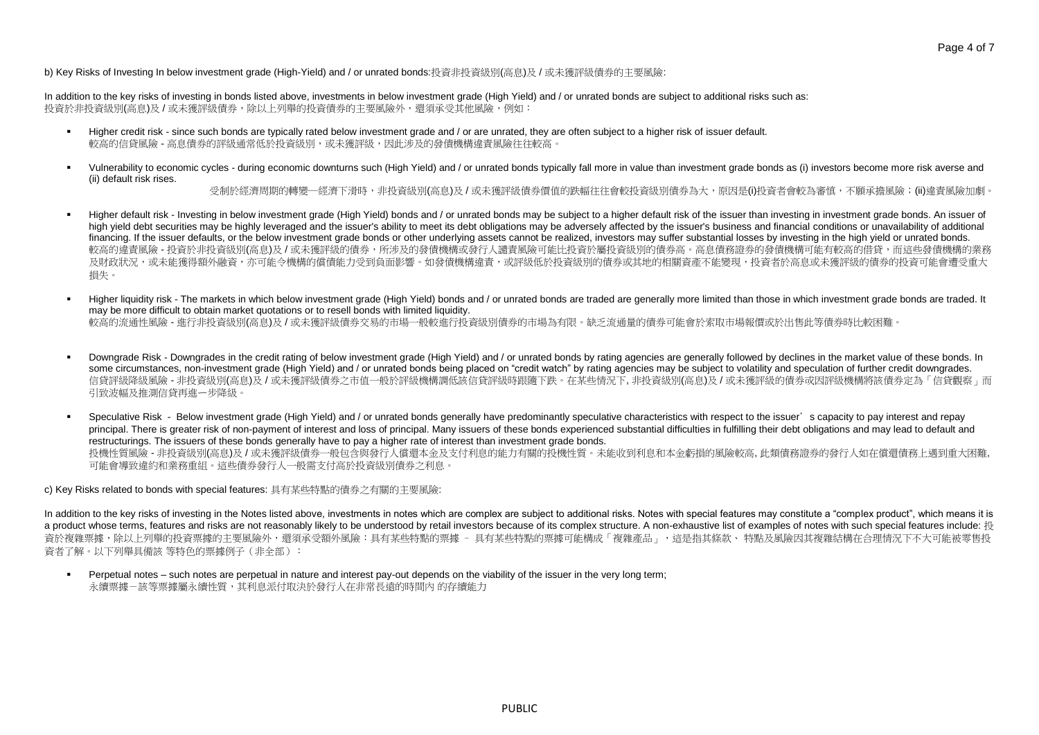b) Key Risks of Investing In below investment grade (High-Yield) and / or unrated bonds:投資非投資級別(高息)及 / 或未獲評級債券的主要風險:

In addition to the key risks of investing in bonds listed above, investments in below investment grade (High Yield) and / or unrated bonds are subject to additional risks such as:
投資於非投資級別(高息)及 / 或未獲評級債券，除以上列舉的投資債券的主要風險外，還須承受其他風險，例如：

- Higher credit risk - since such bonds are typically rated below investment grade and / or are unrated, they are often subject to a higher risk of issuer default.
  較高的信貸風險 - 高息債券的評級通常低於投資級別，或未獲評級，因此涉及的發債機構違責風險往往較高。

- Vulnerability to economic cycles - during economic downturns such (High Yield) and / or unrated bonds typically fall more in value than investment grade bonds as (i) investors become more risk averse and (ii) default risk rises.
  受制於經濟周期的轉變—經濟下滑時，非投資級別(高息)及 / 或未獲評級債券價值的跌幅往往會較投資級別債券為大，原因是(i)投資者會較為審慎，不願承擔風險；(ii)違責風險加劇。

- Higher default risk - Investing in below investment grade (High Yield) bonds and / or unrated bonds may be subject to a higher default risk of the issuer than investing in investment grade bonds. An issuer of high yield debt securities may be highly leveraged and the issuer's ability to meet its debt obligations may be adversely affected by the issuer's business and financial conditions or unavailability of additional financing. If the issuer defaults, or the below investment grade bonds or other underlying assets cannot be realized, investors may suffer substantial losses by investing in the high yield or unrated bonds.
  較高的違責風險 - 投資於非投資級別(高息)及 / 或未獲評級的債券，所涉及的發債機構或發行人違責風險可能比投資於屬投資級別的債券高。高息債券證券的發債機構可能有較高的借貸，而這些發債機構的業務及財政狀況，或未能獲得額外融資，亦可能令機構的償債能力受到負面影響。如發債機構違責，或評級低於投資級別的債券或其他的相關資產不能變現，投資者於高息或未獲評級的債券的投資可能會遭受重大損失。

- Higher liquidity risk - The markets in which below investment grade (High Yield) bonds and / or unrated bonds are traded are generally more limited than those in which investment grade bonds are traded. It may be more difficult to obtain market quotations or to resell bonds with limited liquidity.
  較高的流通性風險 - 進行非投資級別(高息)及 / 或未獲評級債券交易的市場一般較進行投資級別債券的市場為有限。缺乏流通量的債券可能會於索取市場報價或於出售此等債券時比較困難。

- Downgrade Risk - Downgrades in the credit rating of below investment grade (High Yield) and / or unrated bonds by rating agencies are generally followed by declines in the market value of these bonds. In some circumstances, non-investment grade (High Yield) and / or unrated bonds being placed on "credit watch" by rating agencies may be subject to volatility and speculation of further credit downgrades.
  信貸評級降級風險 - 非投資級別(高息)及 / 或未獲評級債券之市值一般於評級機構調低該信貸評級時跟隨下跌。在某些情況下, 非投資級別(高息)及 / 或未獲評級的債券或因評級機構將該債券定為「信貸觀察」而引致波幅及推測信貸再進一步降級。

- Speculative Risk - Below investment grade (High Yield) and / or unrated bonds generally have predominantly speculative characteristics with respect to the issuer's capacity to pay interest and repay principal. There is greater risk of non-payment of interest and loss of principal. Many issuers of these bonds experienced substantial difficulties in fulfilling their debt obligations and may lead to default and restructurings. The issuers of these bonds generally have to pay a higher rate of interest than investment grade bonds.
  投機性質風險 - 非投資級別(高息)及 / 或未獲評級債券一般包含與發行人償還本金及支付利息的能力有關的投機性質。未能收到利息和本金虧損的風險較高, 此類債務證券的發行人如在償還債務上遇到重大困難, 可能會導致違約和業務重組。這些債券發行人一般需支付高於投資級別債券之利息。

c) Key Risks related to bonds with special features: 具有某些特點的債券之有關的主要風險:

In addition to the key risks of investing in the Notes listed above, investments in notes which are complex are subject to additional risks. Notes with special features may constitute a "complex product", which means it is a product whose terms, features and risks are not reasonably likely to be understood by retail investors because of its complex structure. A non-exhaustive list of examples of notes with such special features include: 投資於複雜票據，除以上列舉的投資票據的主要風險外，還須承受額外風險：具有某些特點的票據 – 具有某些特點的票據可能構成「複雜產品」，這是指其條款、特點及風險因其複雜結構在合理情況下不大可能被零售投資者了解。以下列舉具備該 等特色的票據例子（非全部）：

- Perpetual notes – such notes are perpetual in nature and interest pay-out depends on the viability of the issuer in the very long term;
  永續票據－該等票據屬永續性質，其利息派付取決於發行人在非常長遠的時間內 的存續能力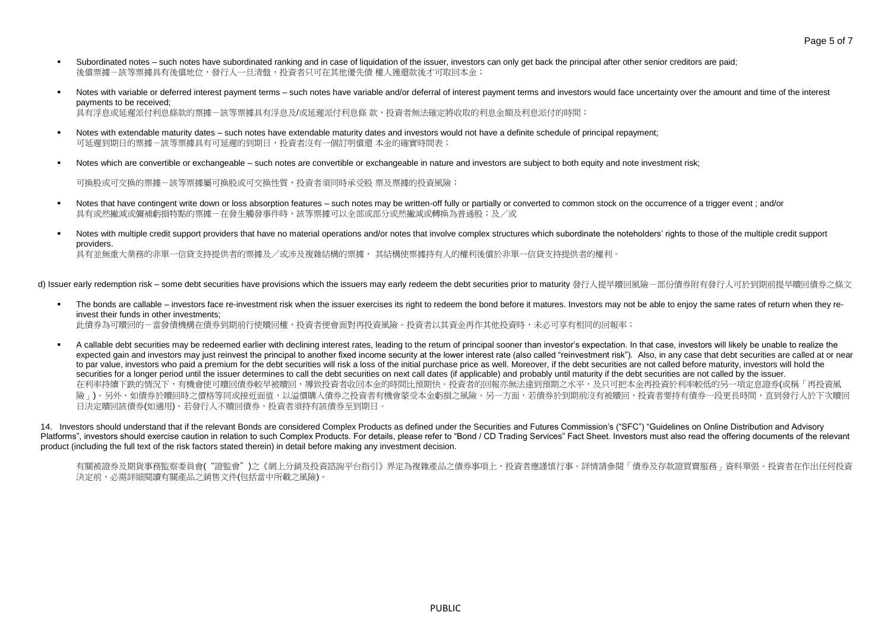- Subordinated notes – such notes have subordinated ranking and in case of liquidation of the issuer, investors can only get back the principal after other senior creditors are paid;
  後償票據－該等票據具有後償地位，發行人一旦清盤，投資者只可在其他優先債 權人獲還款後才可取回本金；

- Notes with variable or deferred interest payment terms – such notes have variable and/or deferral of interest payment terms and investors would face uncertainty over the amount and time of the interest payments to be received;
  具有浮息或延遲派付利息條款的票據－該等票據具有浮息及/或延遲派付利息條 款，投資者無法確定將收取的利息金額及利息派付的時間；

- Notes with extendable maturity dates – such notes have extendable maturity dates and investors would not have a definite schedule of principal repayment;
  可延遲到期日的票據－該等票據具有可延遲的到期日，投資者沒有一個訂明償還 本金的確實時間表；

- Notes which are convertible or exchangeable – such notes are convertible or exchangeable in nature and investors are subject to both equity and note investment risk;

  可換股或可交換的票據－該等票據屬可換股或可交換性質，投資者須同時承受股 票及票據的投資風險；

- Notes that have contingent write down or loss absorption features – such notes may be written-off fully or partially or converted to common stock on the occurrence of a trigger event ; and/or
  具有或然撇減或彌補虧損特點的票據－在發生觸發事件時，該等票據可以全部或部分或然撇減或轉換為普通股；及／或

- Notes with multiple credit support providers that have no material operations and/or notes that involve complex structures which subordinate the noteholders' rights to those of the multiple credit support providers.
  具有並無重大業務的非單一信貸支持提供者的票據及／或涉及複雜結構的票據， 其結構使票據持有人的權利後償於非單一信貸支持提供者的權利。

d) Issuer early redemption risk – some debt securities have provisions which the issuers may early redeem the debt securities prior to maturity 發行人提早贖回風險－部份債券附有發行人可於到期前提早贖回債券之條文

- The bonds are callable – investors face re-investment risk when the issuer exercises its right to redeem the bond before it matures. Investors may not be able to enjoy the same rates of return when they re-invest their funds in other investments;
  此債券為可贖回的－當發債機構在債券到期前行使贖回權，投資者便會面對再投資風險。投資者以其資金再作其他投資時，未必可享有相同的回報率；

- A callable debt securities may be redeemed earlier with declining interest rates, leading to the return of principal sooner than investor's expectation. In that case, investors will likely be unable to realize the expected gain and investors may just reinvest the principal to another fixed income security at the lower interest rate (also called "reinvestment risk"). Also, in any case that debt securities are called at or near to par value, investors who paid a premium for the debt securities will risk a loss of the initial purchase price as well. Moreover, if the debt securities are not called before maturity, investors will hold the securities for a longer period until the issuer determines to call the debt securities on next call dates (if applicable) and probably until maturity if the debt securities are not called by the issuer.
  在利率持續下跌的情況下，有機會使可贖回債券較早被贖回，導致投資者收回本金的時間比預期快。投資者的回報亦無法達到預期之水平，及只可把本金再投資於利率較低的另一項定息證券(或稱「再投資風險」)。另外，如債券於贖回時之價格等同或接近面值，以溢價購入債券之投資者有機會蒙受本金虧損之風險。另一方面，若債券於到期前沒有被贖回，投資者要持有債券一段更長時間，直到發行人於下次贖回日決定贖回該債券(如適用)。若發行人不贖回債券，投資者須持有該債券至到期日。

14. Investors should understand that if the relevant Bonds are considered Complex Products as defined under the Securities and Futures Commission's ("SFC") "Guidelines on Online Distribution and Advisory Platforms", investors should exercise caution in relation to such Complex Products. For details, please refer to "Bond / CD Trading Services" Fact Sheet. Investors must also read the offering documents of the relevant product (including the full text of the risk factors stated therein) in detail before making any investment decision.

有關被證券及期貨事務監察委員會("證監會")之《網上分銷及投資諮詢平台指引》界定為複雜產品之債券事項上，投資者應謹慎行事。詳情請參閱「債券及存款證買賣服務」資料單張。投資者在作出任何投資決定前，必需詳細閱讀有關產品之銷售文件(包括當中所載之風險)。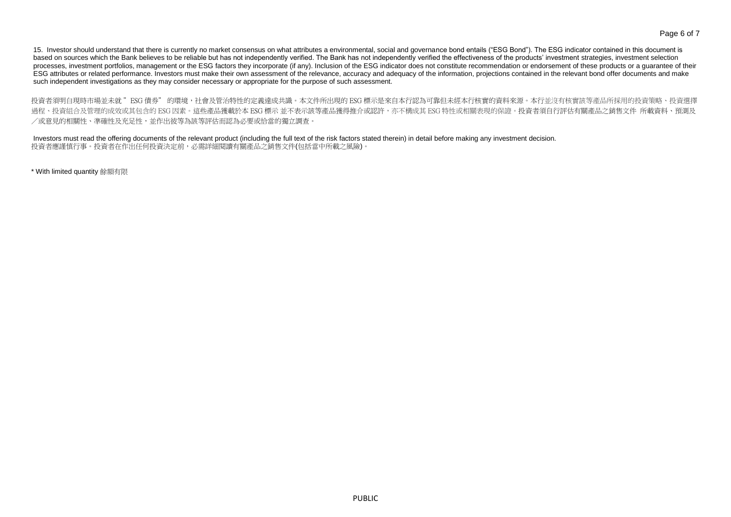15. Investor should understand that there is currently no market consensus on what attributes a environmental, social and governance bond entails ("ESG Bond"). The ESG indicator contained in this document is based on sources which the Bank believes to be reliable but has not independently verified. The Bank has not independently verified the effectiveness of the products' investment strategies, investment selection processes, investment portfolios, management or the ESG factors they incorporate (if any). Inclusion of the ESG indicator does not constitute recommendation or endorsement of these products or a guarantee of their ESG attributes or related performance. Investors must make their own assessment of the relevance, accuracy and adequacy of the information, projections contained in the relevant bond offer documents and make such independent investigations as they may consider necessary or appropriate for the purpose of such assessment.

投資者須明白現時市場並未就 " ESG 債券" 的環境，社會及管治特性的定義達成共識。本文件所出現的 ESG 標示是來自本行認為可靠但未經本行核實的資料來源。本行並沒有核實該等產品所採用的投資策略、投資選擇過程、投資組合及管理的成效或其包含的 ESG 因素。這些產品獲載於本 ESG 標示 並不表示該等產品獲得推介或認許，亦不構成其 ESG 特性或相關表現的保證。投資者須自行評估有關產品之銷售文件 所載資料、預測及／或意見的相關性、準確性及充足性，並作出彼等為該等評估而認為必要或恰當的獨立調查。

Investors must read the offering documents of the relevant product (including the full text of the risk factors stated therein) in detail before making any investment decision.
投資者應謹慎行事。投資者在作出任何投資決定前，必需詳細閱讀有關產品之銷售文件(包括當中所載之風險)。

* With limited quantity 餘額有限

PUBLIC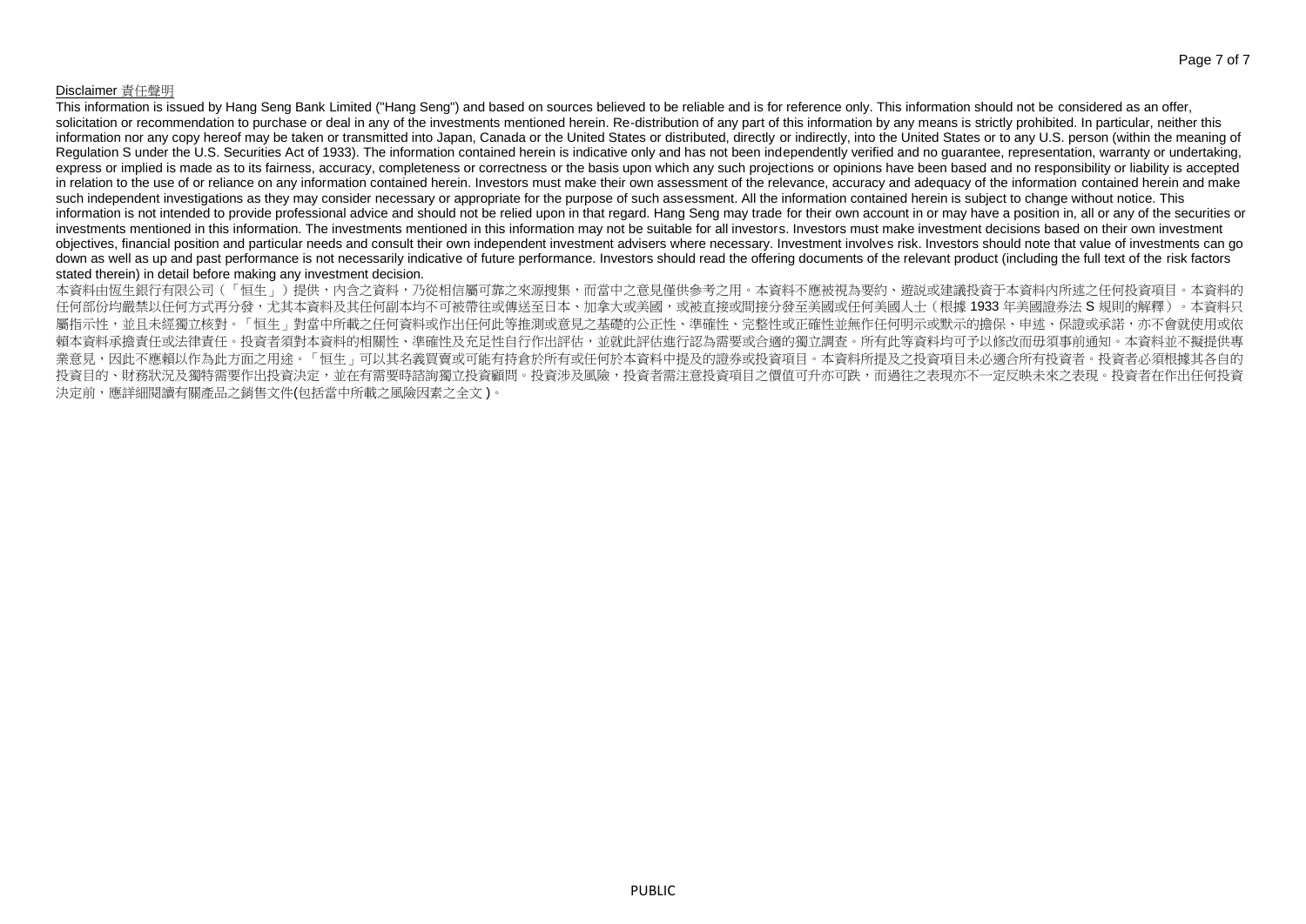Disclaimer 責任聲明

This information is issued by Hang Seng Bank Limited ("Hang Seng") and based on sources believed to be reliable and is for reference only. This information should not be considered as an offer, solicitation or recommendation to purchase or deal in any of the investments mentioned herein. Re-distribution of any part of this information by any means is strictly prohibited. In particular, neither this information nor any copy hereof may be taken or transmitted into Japan, Canada or the United States or distributed, directly or indirectly, into the United States or to any U.S. person (within the meaning of Regulation S under the U.S. Securities Act of 1933). The information contained herein is indicative only and has not been independently verified and no guarantee, representation, warranty or undertaking, express or implied is made as to its fairness, accuracy, completeness or correctness or the basis upon which any such projections or opinions have been based and no responsibility or liability is accepted in relation to the use of or reliance on any information contained herein. Investors must make their own assessment of the relevance, accuracy and adequacy of the information contained herein and make such independent investigations as they may consider necessary or appropriate for the purpose of such assessment. All the information contained herein is subject to change without notice. This information is not intended to provide professional advice and should not be relied upon in that regard. Hang Seng may trade for their own account in or may have a position in, all or any of the securities or investments mentioned in this information. The investments mentioned in this information may not be suitable for all investors. Investors must make investment decisions based on their own investment objectives, financial position and particular needs and consult their own independent investment advisers where necessary. Investment involves risk. Investors should note that value of investments can go down as well as up and past performance is not necessarily indicative of future performance. Investors should read the offering documents of the relevant product (including the full text of the risk factors stated therein) in detail before making any investment decision.

本資料由恒生銀行有限公司（「恒生」）提供，內含之資料，乃從相信屬可靠之來源搜集，而當中之意見僅供參考之用。本資料不應被視為要約、遊說或建議投資于本資料內所述之任何投資項目。本資料的任何部份均嚴禁以任何方式再分發，尤其本資料及其任何副本均不可被帶往或傳送至日本、加拿大或美國，或被直接或間接分發至美國或任何美國人士（根據 1933 年美國證券法 S 規則的解釋）。本資料只屬指示性，並且未經獨立核對。「恒生」對當中所載之任何資料或作出任何此等推測或意見之基礎的公正性、準確性、完整性或正確性並無作任何明示或默示的擔保、申述、保證或承諾，亦不會就使用或依賴本資料承擔責任或法律責任。投資者須對本資料的相關性、準確性及充足性自行作出評估，並就此評估進行認為需要或合適的獨立調查。所有此等資料均可予以修改而毋須事前通知。本資料並不擬提供專業意見，因此不應賴以作為此方面之用途。「恒生」可以其名義買賣或可能有持倉於所有或任何於本資料中提及的證券或投資項目。本資料所提及之投資項目未必適合所有投資者。投資者必須根據其各自的投資目的、財務狀況及獨特需要作出投資決定，並在有需要時諮詢獨立投資顧問。投資涉及風險，投資者需注意投資項目之價值可升亦可跌，而過往之表現亦不一定反映未來之表現。投資者在作出任何投資決定前，應詳細閱讀有關產品之銷售文件(包括當中所載之風險因素之全文)。

PUBLIC